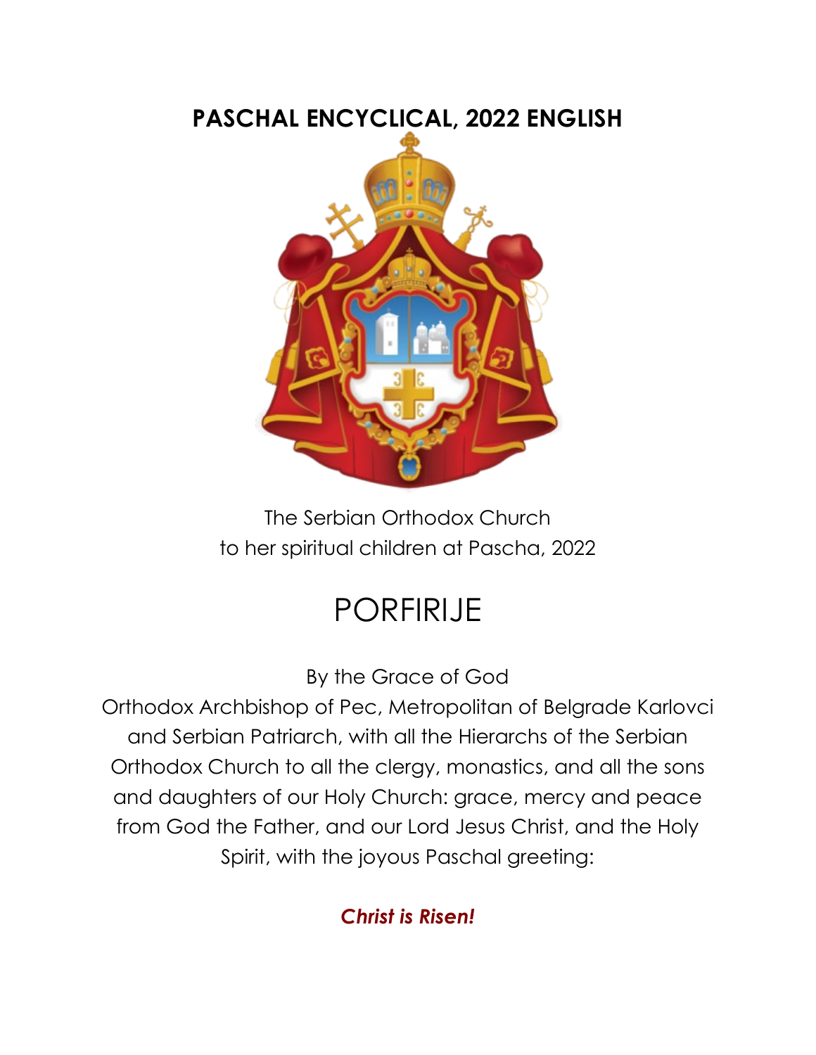# PASCHAL ENCYCLICAL, 2022 ENGLISH

The Serbian Orthodox Church
to her spiritual children at Pascha, 2022

# PORFIRIJE

By the Grace of God
Orthodox Archbishop of Pec, Metropolitan of Belgrade Karlovci and Serbian Patriarch, with all the Hierarchs of the Serbian Orthodox Church to all the clergy, monastics, and all the sons and daughters of our Holy Church: grace, mercy and peace from God the Father, and our Lord Jesus Christ, and the Holy Spirit, with the joyous Paschal greeting:

***Christ is Risen!***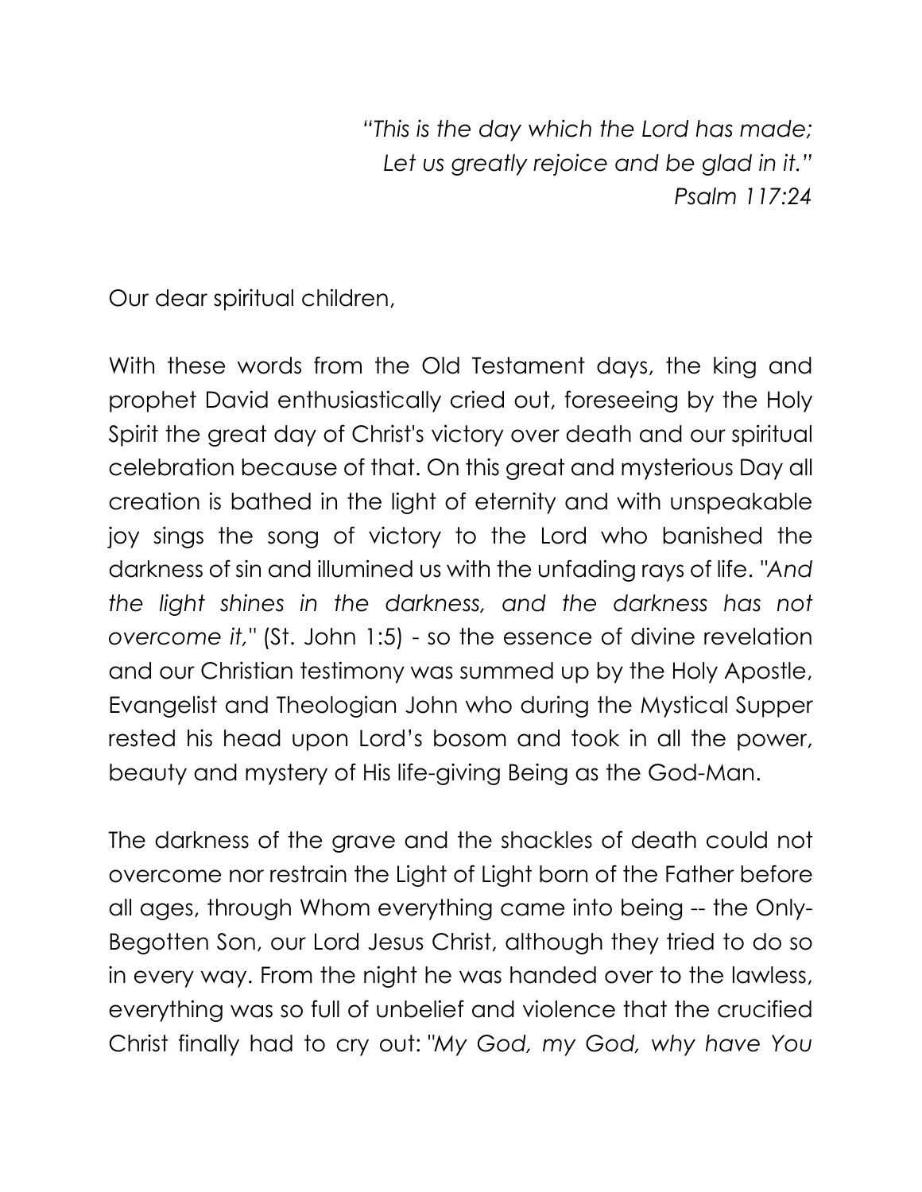*"This is the day which the Lord has made;*
*Let us greatly rejoice and be glad in it."*
*Psalm 117:24*

Our dear spiritual children,

With these words from the Old Testament days, the king and prophet David enthusiastically cried out, foreseeing by the Holy Spirit the great day of Christ's victory over death and our spiritual celebration because of that. On this great and mysterious Day all creation is bathed in the light of eternity and with unspeakable joy sings the song of victory to the Lord who banished the darkness of sin and illumined us with the unfading rays of life. "*And the light shines in the darkness, and the darkness has not overcome it,*" (St. John 1:5) - so the essence of divine revelation and our Christian testimony was summed up by the Holy Apostle, Evangelist and Theologian John who during the Mystical Supper rested his head upon Lord's bosom and took in all the power, beauty and mystery of His life-giving Being as the God-Man.

The darkness of the grave and the shackles of death could not overcome nor restrain the Light of Light born of the Father before all ages, through Whom everything came into being -- the Only-Begotten Son, our Lord Jesus Christ, although they tried to do so in every way. From the night he was handed over to the lawless, everything was so full of unbelief and violence that the crucified Christ finally had to cry out: "*My God, my God, why have You*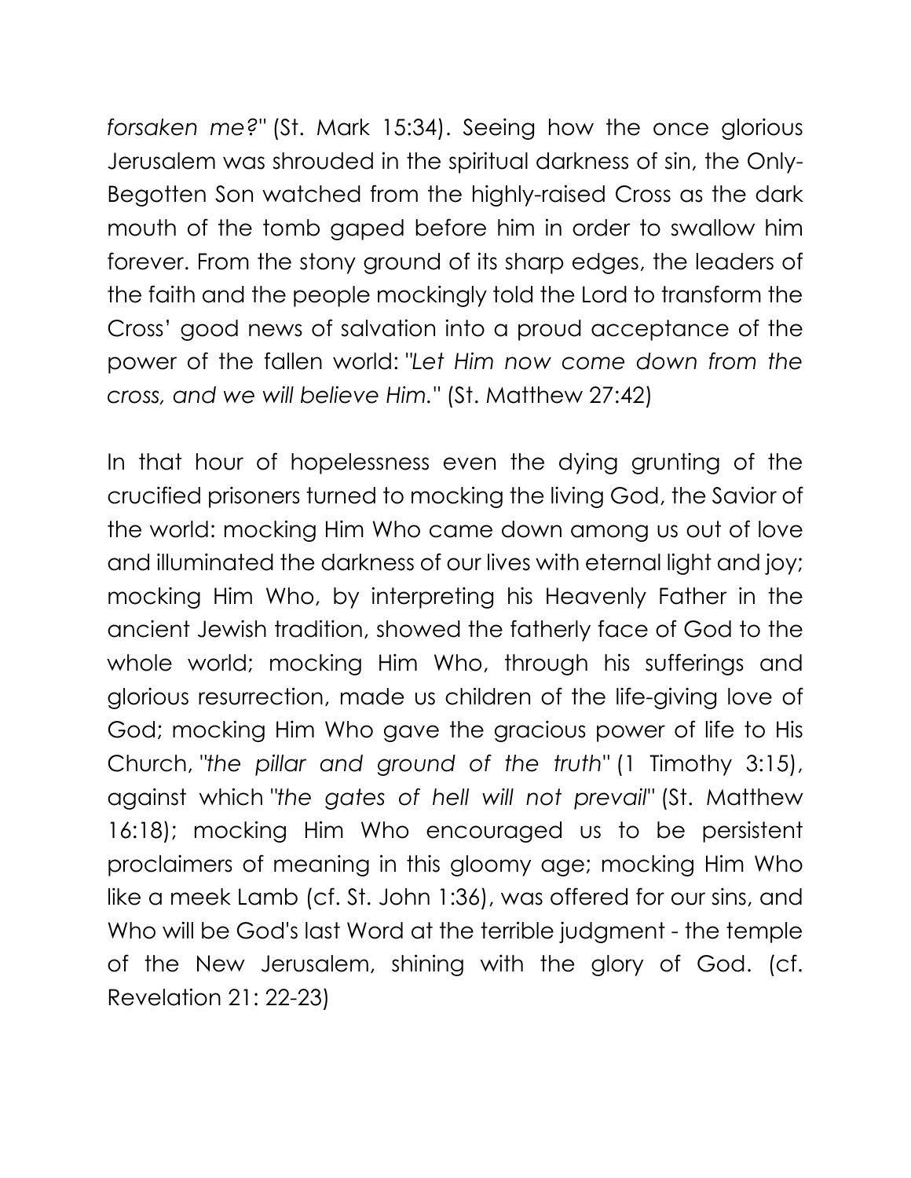*forsaken me?"* (St. Mark 15:34). Seeing how the once glorious Jerusalem was shrouded in the spiritual darkness of sin, the Only-Begotten Son watched from the highly-raised Cross as the dark mouth of the tomb gaped before him in order to swallow him forever. From the stony ground of its sharp edges, the leaders of the faith and the people mockingly told the Lord to transform the Cross' good news of salvation into a proud acceptance of the power of the fallen world: *"Let Him now come down from the cross, and we will believe Him."* (St. Matthew 27:42)

In that hour of hopelessness even the dying grunting of the crucified prisoners turned to mocking the living God, the Savior of the world: mocking Him Who came down among us out of love and illuminated the darkness of our lives with eternal light and joy; mocking Him Who, by interpreting his Heavenly Father in the ancient Jewish tradition, showed the fatherly face of God to the whole world; mocking Him Who, through his sufferings and glorious resurrection, made us children of the life-giving love of God; mocking Him Who gave the gracious power of life to His Church, *"the pillar and ground of the truth"* (1 Timothy 3:15), against which *"the gates of hell will not prevail"* (St. Matthew 16:18); mocking Him Who encouraged us to be persistent proclaimers of meaning in this gloomy age; mocking Him Who like a meek Lamb (cf. St. John 1:36), was offered for our sins, and Who will be God's last Word at the terrible judgment - the temple of the New Jerusalem, shining with the glory of God. (cf. Revelation 21: 22-23)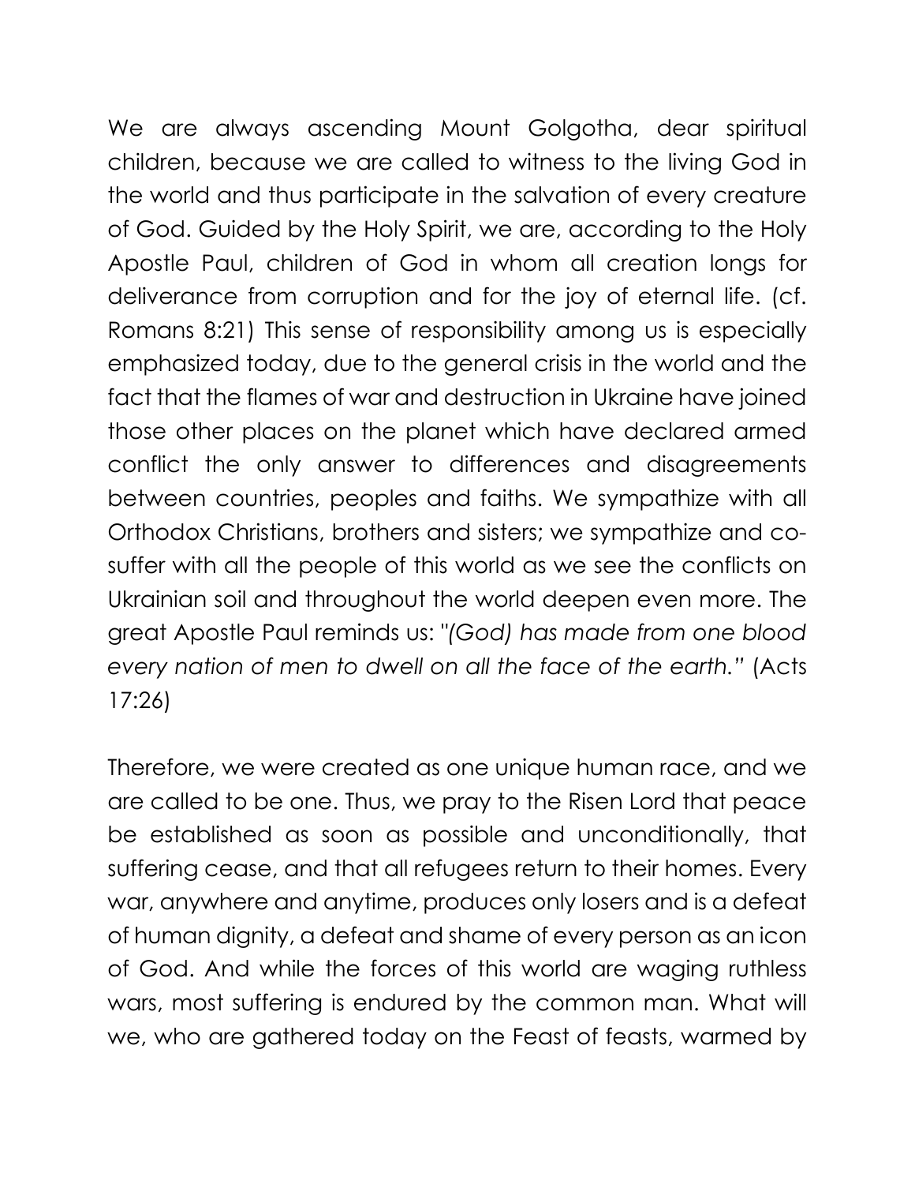We are always ascending Mount Golgotha, dear spiritual children, because we are called to witness to the living God in the world and thus participate in the salvation of every creature of God. Guided by the Holy Spirit, we are, according to the Holy Apostle Paul, children of God in whom all creation longs for deliverance from corruption and for the joy of eternal life. (cf. Romans 8:21) This sense of responsibility among us is especially emphasized today, due to the general crisis in the world and the fact that the flames of war and destruction in Ukraine have joined those other places on the planet which have declared armed conflict the only answer to differences and disagreements between countries, peoples and faiths. We sympathize with all Orthodox Christians, brothers and sisters; we sympathize and co-suffer with all the people of this world as we see the conflicts on Ukrainian soil and throughout the world deepen even more. The great Apostle Paul reminds us: "*(God) has made from one blood every nation of men to dwell on all the face of the earth.*" (Acts 17:26)

Therefore, we were created as one unique human race, and we are called to be one. Thus, we pray to the Risen Lord that peace be established as soon as possible and unconditionally, that suffering cease, and that all refugees return to their homes. Every war, anywhere and anytime, produces only losers and is a defeat of human dignity, a defeat and shame of every person as an icon of God. And while the forces of this world are waging ruthless wars, most suffering is endured by the common man. What will we, who are gathered today on the Feast of feasts, warmed by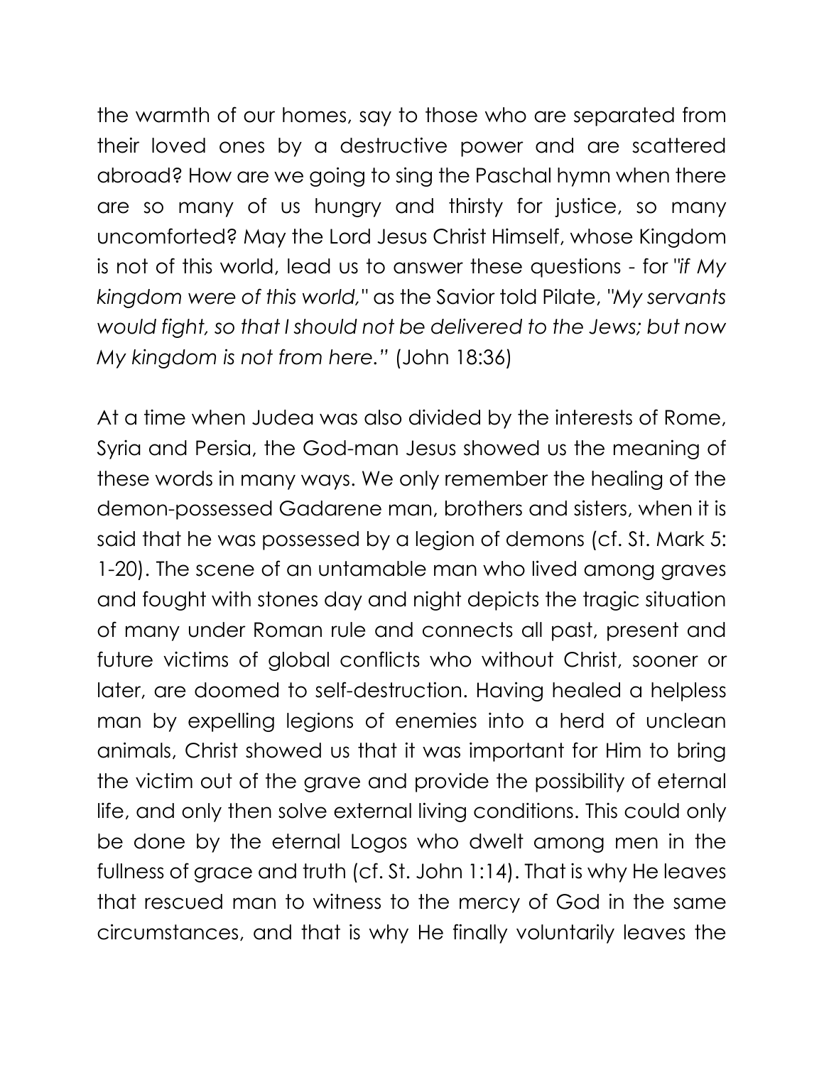the warmth of our homes, say to those who are separated from their loved ones by a destructive power and are scattered abroad? How are we going to sing the Paschal hymn when there are so many of us hungry and thirsty for justice, so many uncomforted? May the Lord Jesus Christ Himself, whose Kingdom is not of this world, lead us to answer these questions - for *"if My kingdom were of this world,"* as the Savior told Pilate, *"My servants would fight, so that I should not be delivered to the Jews; but now My kingdom is not from here."* (John 18:36)

At a time when Judea was also divided by the interests of Rome, Syria and Persia, the God-man Jesus showed us the meaning of these words in many ways. We only remember the healing of the demon-possessed Gadarene man, brothers and sisters, when it is said that he was possessed by a legion of demons (cf. St. Mark 5: 1-20). The scene of an untamable man who lived among graves and fought with stones day and night depicts the tragic situation of many under Roman rule and connects all past, present and future victims of global conflicts who without Christ, sooner or later, are doomed to self-destruction. Having healed a helpless man by expelling legions of enemies into a herd of unclean animals, Christ showed us that it was important for Him to bring the victim out of the grave and provide the possibility of eternal life, and only then solve external living conditions. This could only be done by the eternal Logos who dwelt among men in the fullness of grace and truth (cf. St. John 1:14). That is why He leaves that rescued man to witness to the mercy of God in the same circumstances, and that is why He finally voluntarily leaves the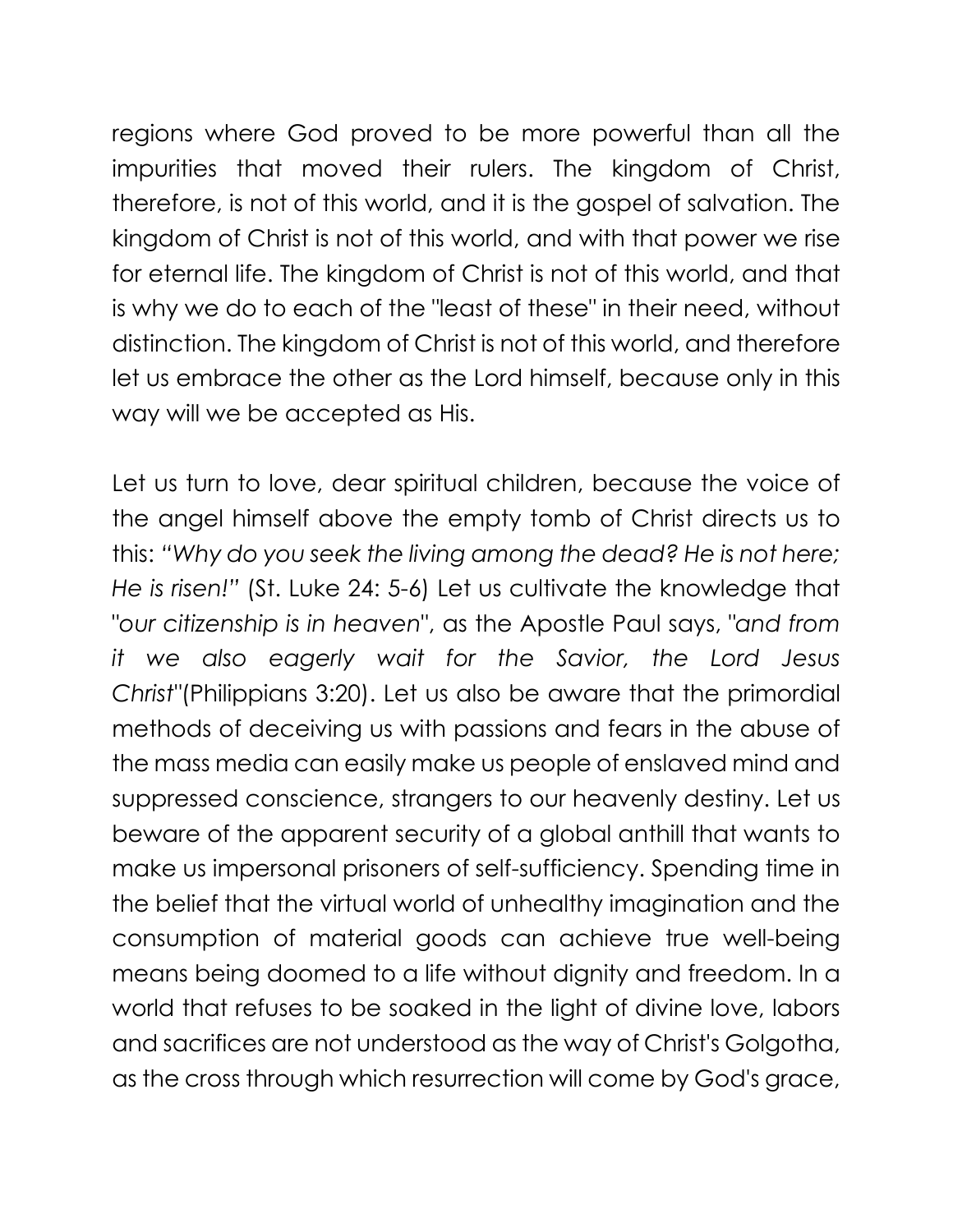regions where God proved to be more powerful than all the impurities that moved their rulers. The kingdom of Christ, therefore, is not of this world, and it is the gospel of salvation. The kingdom of Christ is not of this world, and with that power we rise for eternal life. The kingdom of Christ is not of this world, and that is why we do to each of the "least of these" in their need, without distinction. The kingdom of Christ is not of this world, and therefore let us embrace the other as the Lord himself, because only in this way will we be accepted as His.

Let us turn to love, dear spiritual children, because the voice of the angel himself above the empty tomb of Christ directs us to this: *"Why do you seek the living among the dead? He is not here; He is risen!"* (St. Luke 24: 5-6) Let us cultivate the knowledge that "*our citizenship is in heaven*", as the Apostle Paul says, "*and from it we also eagerly wait for the Savior, the Lord Jesus Christ*"(Philippians 3:20). Let us also be aware that the primordial methods of deceiving us with passions and fears in the abuse of the mass media can easily make us people of enslaved mind and suppressed conscience, strangers to our heavenly destiny. Let us beware of the apparent security of a global anthill that wants to make us impersonal prisoners of self-sufficiency. Spending time in the belief that the virtual world of unhealthy imagination and the consumption of material goods can achieve true well-being means being doomed to a life without dignity and freedom. In a world that refuses to be soaked in the light of divine love, labors and sacrifices are not understood as the way of Christ's Golgotha, as the cross through which resurrection will come by God's grace,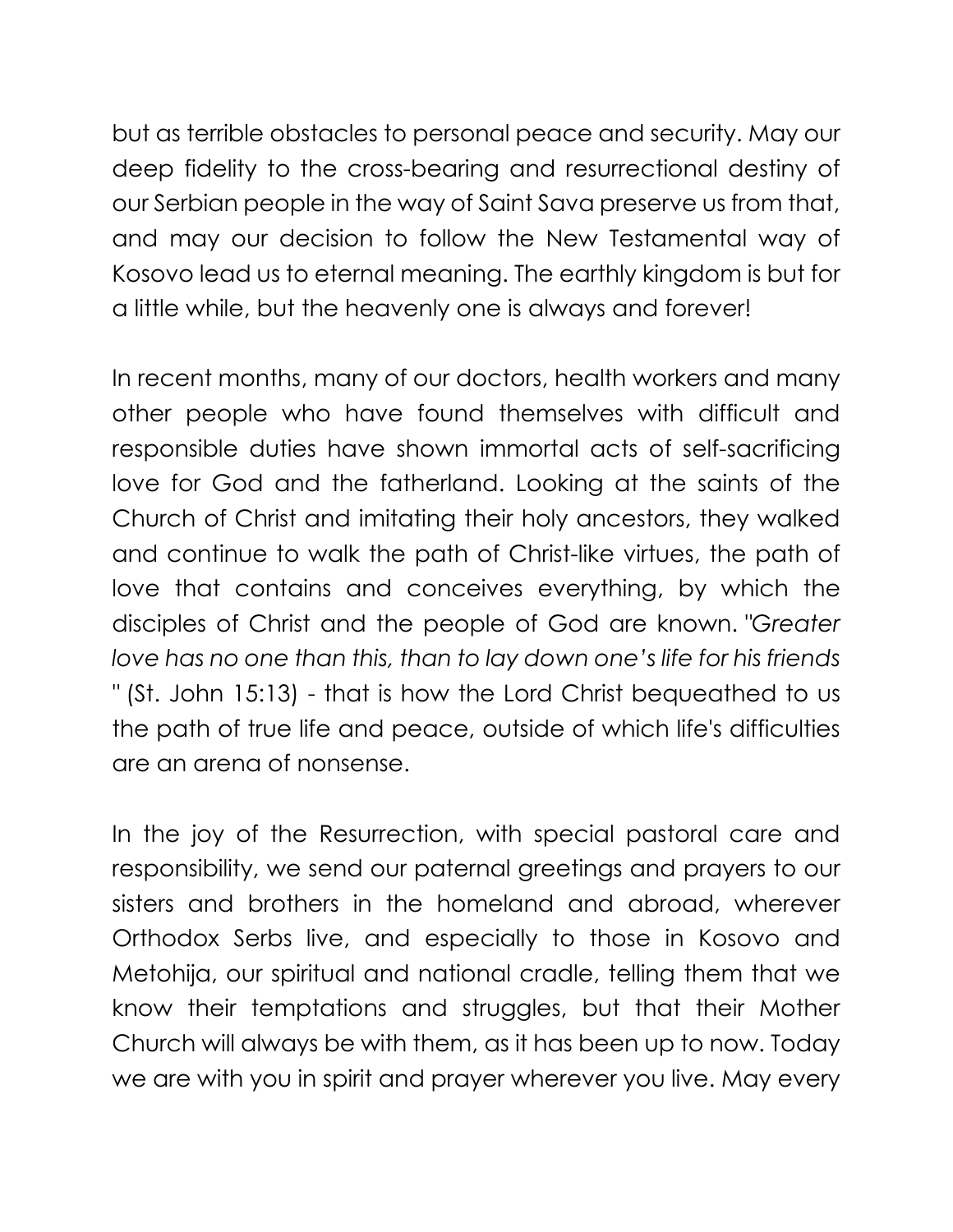but as terrible obstacles to personal peace and security. May our deep fidelity to the cross-bearing and resurrectional destiny of our Serbian people in the way of Saint Sava preserve us from that, and may our decision to follow the New Testamental way of Kosovo lead us to eternal meaning. The earthly kingdom is but for a little while, but the heavenly one is always and forever!

In recent months, many of our doctors, health workers and many other people who have found themselves with difficult and responsible duties have shown immortal acts of self-sacrificing love for God and the fatherland. Looking at the saints of the Church of Christ and imitating their holy ancestors, they walked and continue to walk the path of Christ-like virtues, the path of love that contains and conceives everything, by which the disciples of Christ and the people of God are known. "*Greater love has no one than this, than to lay down one's life for his friends* " (St. John 15:13) - that is how the Lord Christ bequeathed to us the path of true life and peace, outside of which life's difficulties are an arena of nonsense.

In the joy of the Resurrection, with special pastoral care and responsibility, we send our paternal greetings and prayers to our sisters and brothers in the homeland and abroad, wherever Orthodox Serbs live, and especially to those in Kosovo and Metohija, our spiritual and national cradle, telling them that we know their temptations and struggles, but that their Mother Church will always be with them, as it has been up to now. Today we are with you in spirit and prayer wherever you live. May every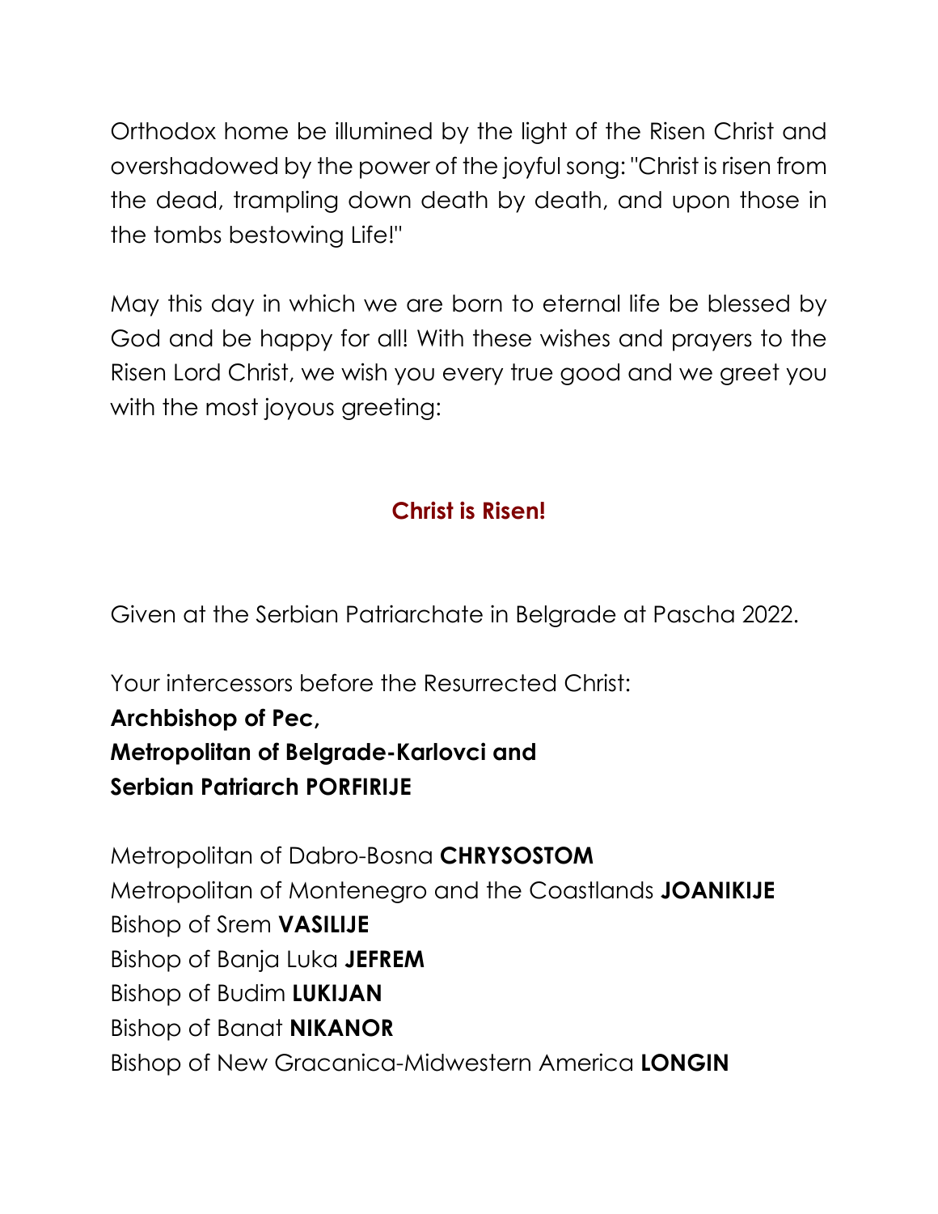Orthodox home be illumined by the light of the Risen Christ and overshadowed by the power of the joyful song: "Christ is risen from the dead, trampling down death by death, and upon those in the tombs bestowing Life!"

May this day in which we are born to eternal life be blessed by God and be happy for all! With these wishes and prayers to the Risen Lord Christ, we wish you every true good and we greet you with the most joyous greeting:

**Christ is Risen!**

Given at the Serbian Patriarchate in Belgrade at Pascha 2022.

Your intercessors before the Resurrected Christ:
**Archbishop of Pec,**
**Metropolitan of Belgrade-Karlovci and**
**Serbian Patriarch PORFIRIJE**

Metropolitan of Dabro-Bosna **CHRYSOSTOM**
Metropolitan of Montenegro and the Coastlands **JOANIKIJE**
Bishop of Srem **VASILIJE**
Bishop of Banja Luka **JEFREM**
Bishop of Budim **LUKIJAN**
Bishop of Banat **NIKANOR**
Bishop of New Gracanica-Midwestern America **LONGIN**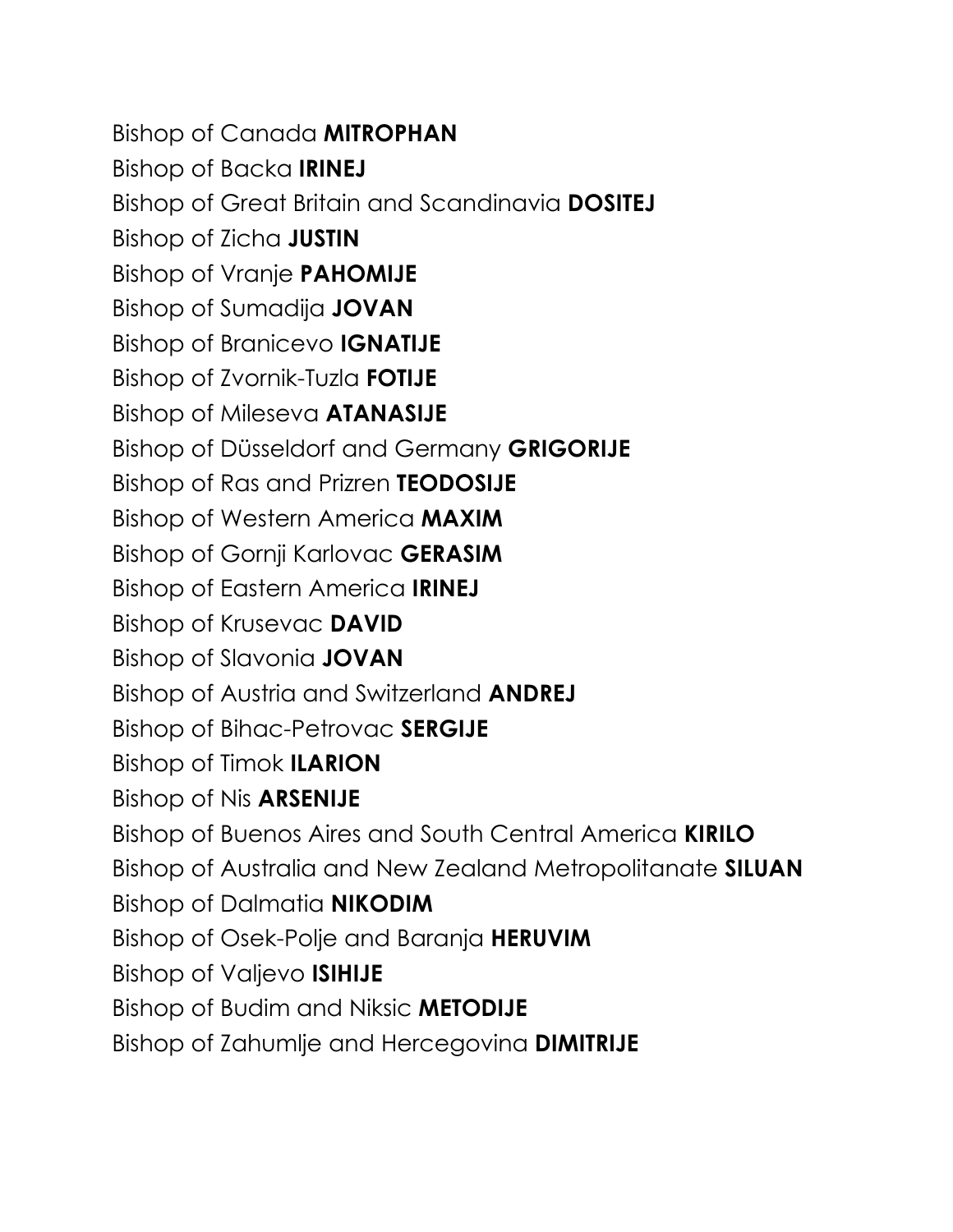Bishop of Canada **MITROPHAN**

Bishop of Backa **IRINEJ**

Bishop of Great Britain and Scandinavia **DOSITEJ**

Bishop of Zicha **JUSTIN**

Bishop of Vranje **PAHOMIJE**

Bishop of Sumadija **JOVAN**

Bishop of Branicevo **IGNATIJE**

Bishop of Zvornik-Tuzla **FOTIJE**

Bishop of Mileseva **ATANASIJE**

Bishop of Düsseldorf and Germany **GRIGORIJE**

Bishop of Ras and Prizren **TEODOSIJE**

Bishop of Western America **MAXIM**

Bishop of Gornji Karlovac **GERASIM**

Bishop of Eastern America **IRINEJ**

Bishop of Krusevac **DAVID**

Bishop of Slavonia **JOVAN**

Bishop of Austria and Switzerland **ANDREJ**

Bishop of Bihac-Petrovac **SERGIJE**

Bishop of Timok **ILARION**

Bishop of Nis **ARSENIJE**

Bishop of Buenos Aires and South Central America **KIRILO**

Bishop of Australia and New Zealand Metropolitanate **SILUAN**

Bishop of Dalmatia **NIKODIM**

Bishop of Osek-Polje and Baranja **HERUVIM**

Bishop of Valjevo **ISIHIJE**

Bishop of Budim and Niksic **METODIJE**

Bishop of Zahumlje and Hercegovina **DIMITRIJE**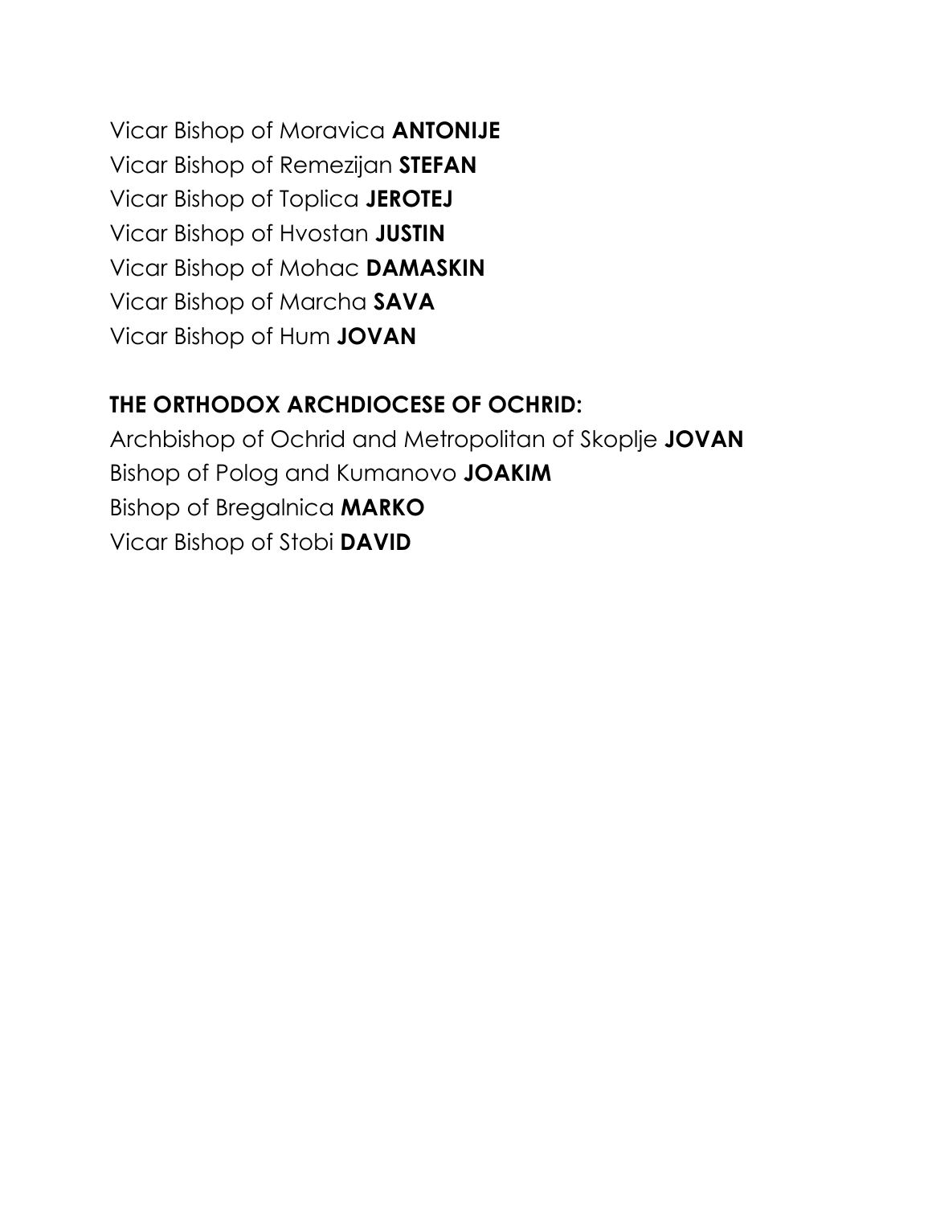Vicar Bishop of Moravica **ANTONIJE**
Vicar Bishop of Remezijan **STEFAN**
Vicar Bishop of Toplica **JEROTEJ**
Vicar Bishop of Hvostan **JUSTIN**
Vicar Bishop of Mohac **DAMASKIN**
Vicar Bishop of Marcha **SAVA**
Vicar Bishop of Hum **JOVAN**

**THE ORTHODOX ARCHDIOCESE OF OCHRID:**
Archbishop of Ochrid and Metropolitan of Skoplje **JOVAN**
Bishop of Polog and Kumanovo **JOAKIM**
Bishop of Bregalnica **MARKO**
Vicar Bishop of Stobi **DAVID**